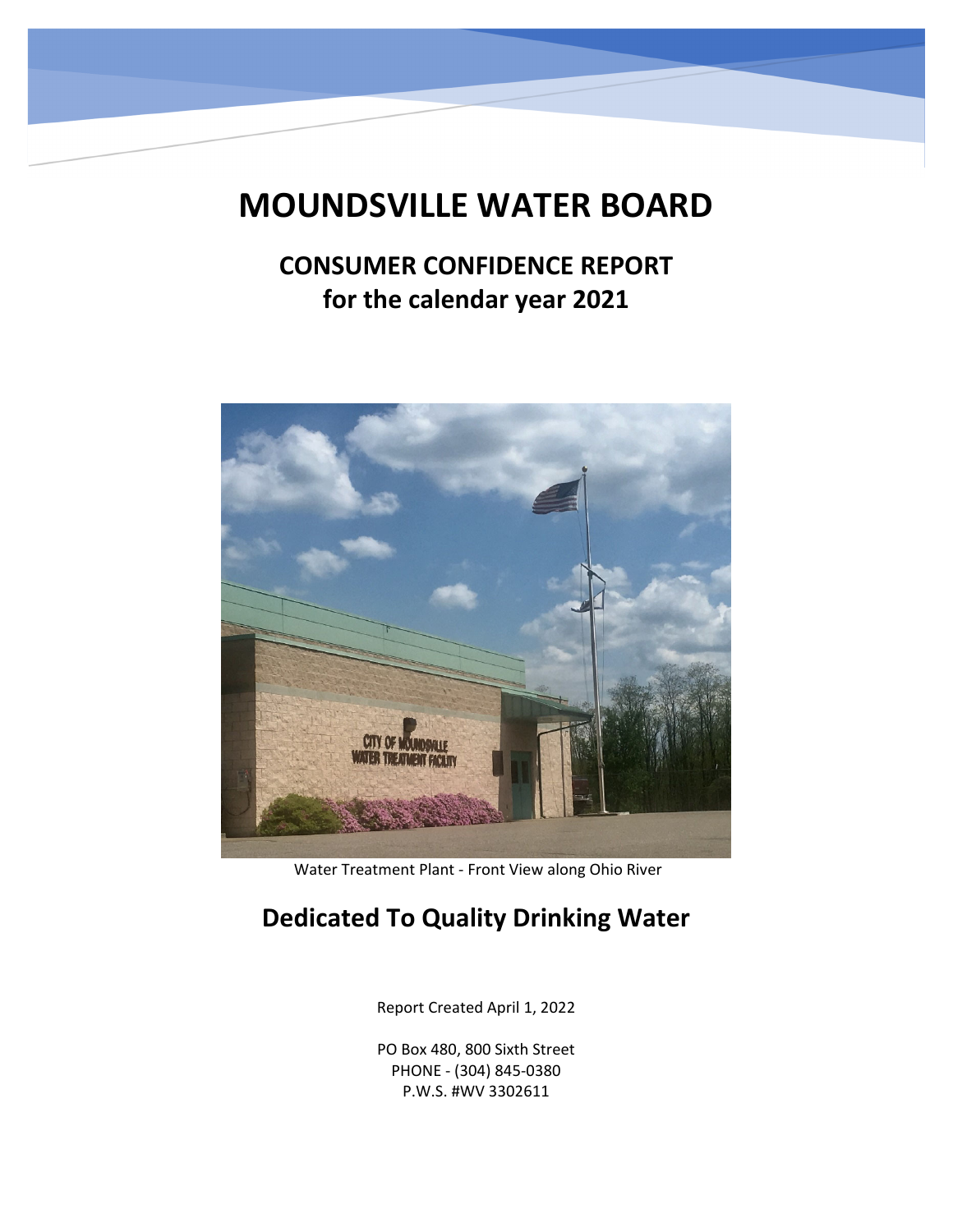# MOUNDSVILLE WATER BOARD

## CONSUMER CONFIDENCE REPORT
## for the calendar year 2021

Water Treatment Plant - Front View along Ohio River

## Dedicated To Quality Drinking Water

Report Created April 1, 2022

PO Box 480, 800 Sixth Street
PHONE - (304) 845-0380
P.W.S. #WV 3302611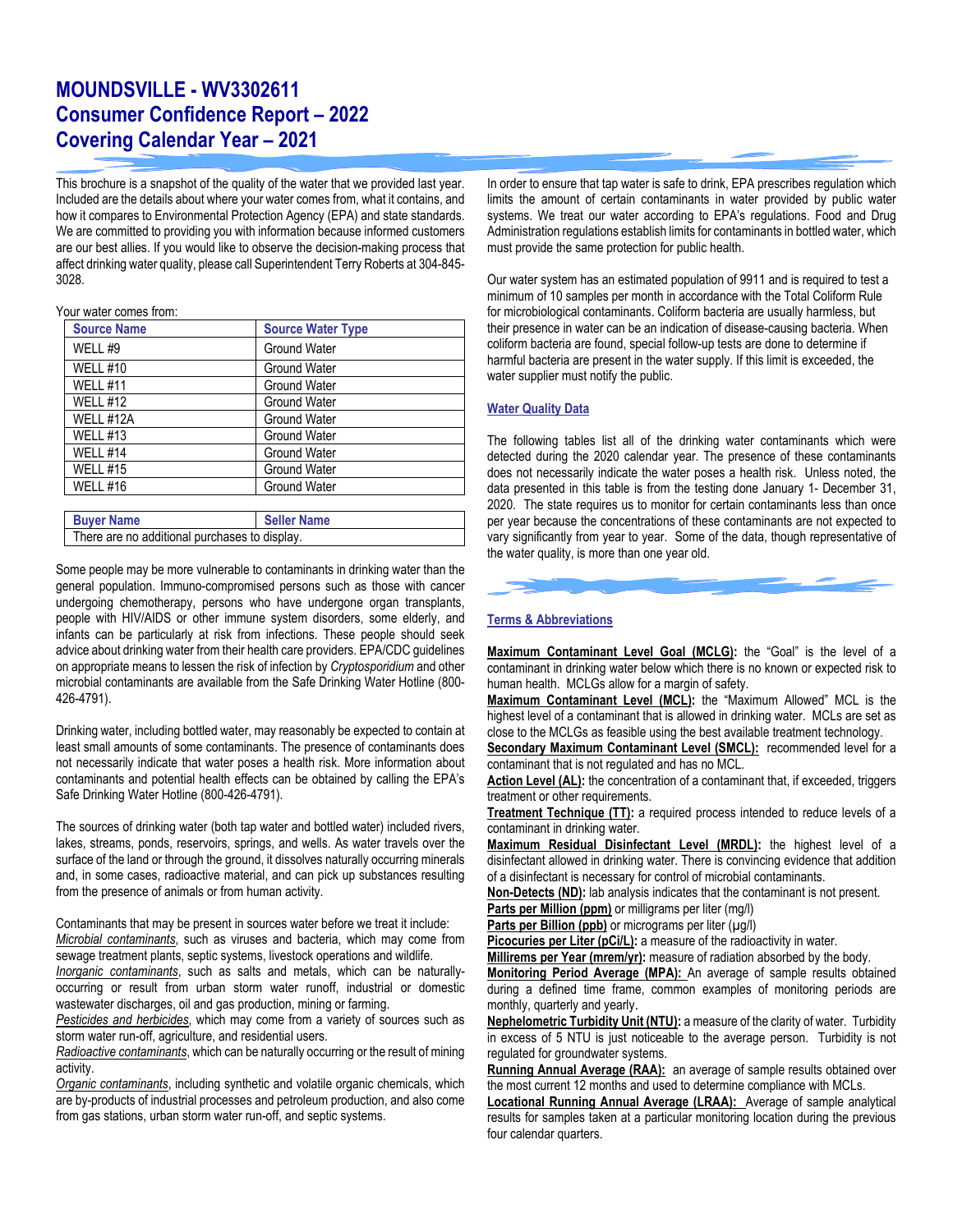# MOUNDSVILLE - WV3302611
# Consumer Confidence Report – 2022
# Covering Calendar Year – 2021

This brochure is a snapshot of the quality of the water that we provided last year. Included are the details about where your water comes from, what it contains, and how it compares to Environmental Protection Agency (EPA) and state standards. We are committed to providing you with information because informed customers are our best allies. If you would like to observe the decision-making process that affect drinking water quality, please call Superintendent Terry Roberts at 304-845-3028.

Your water comes from:

| Source Name | Source Water Type |
|---|---|
| WELL #9 | Ground Water |
| WELL #10 | Ground Water |
| WELL #11 | Ground Water |
| WELL #12 | Ground Water |
| WELL #12A | Ground Water |
| WELL #13 | Ground Water |
| WELL #14 | Ground Water |
| WELL #15 | Ground Water |
| WELL #16 | Ground Water |

| Buyer Name | Seller Name |
|---|---|
| There are no additional purchases to display. | |

Some people may be more vulnerable to contaminants in drinking water than the general population. Immuno-compromised persons such as those with cancer undergoing chemotherapy, persons who have undergone organ transplants, people with HIV/AIDS or other immune system disorders, some elderly, and infants can be particularly at risk from infections. These people should seek advice about drinking water from their health care providers. EPA/CDC guidelines on appropriate means to lessen the risk of infection by *Cryptosporidium* and other microbial contaminants are available from the Safe Drinking Water Hotline (800-426-4791).

Drinking water, including bottled water, may reasonably be expected to contain at least small amounts of some contaminants. The presence of contaminants does not necessarily indicate that water poses a health risk. More information about contaminants and potential health effects can be obtained by calling the EPA's Safe Drinking Water Hotline (800-426-4791).

The sources of drinking water (both tap water and bottled water) included rivers, lakes, streams, ponds, reservoirs, springs, and wells. As water travels over the surface of the land or through the ground, it dissolves naturally occurring minerals and, in some cases, radioactive material, and can pick up substances resulting from the presence of animals or from human activity.

Contaminants that may be present in sources water before we treat it include:
*Microbial contaminants*, such as viruses and bacteria, which may come from sewage treatment plants, septic systems, livestock operations and wildlife.
*Inorganic contaminants*, such as salts and metals, which can be naturally-occurring or result from urban storm water runoff, industrial or domestic wastewater discharges, oil and gas production, mining or farming.
*Pesticides and herbicides*, which may come from a variety of sources such as storm water run-off, agriculture, and residential users.
*Radioactive contaminants*, which can be naturally occurring or the result of mining activity.
*Organic contaminants*, including synthetic and volatile organic chemicals, which are by-products of industrial processes and petroleum production, and also come from gas stations, urban storm water run-off, and septic systems.

In order to ensure that tap water is safe to drink, EPA prescribes regulation which limits the amount of certain contaminants in water provided by public water systems. We treat our water according to EPA's regulations. Food and Drug Administration regulations establish limits for contaminants in bottled water, which must provide the same protection for public health.

Our water system has an estimated population of 9911 and is required to test a minimum of 10 samples per month in accordance with the Total Coliform Rule for microbiological contaminants. Coliform bacteria are usually harmless, but their presence in water can be an indication of disease-causing bacteria. When coliform bacteria are found, special follow-up tests are done to determine if harmful bacteria are present in the water supply. If this limit is exceeded, the water supplier must notify the public.

## Water Quality Data

The following tables list all of the drinking water contaminants which were detected during the 2020 calendar year. The presence of these contaminants does not necessarily indicate the water poses a health risk. Unless noted, the data presented in this table is from the testing done January 1- December 31, 2020. The state requires us to monitor for certain contaminants less than once per year because the concentrations of these contaminants are not expected to vary significantly from year to year. Some of the data, though representative of the water quality, is more than one year old.

## Terms & Abbreviations

**Maximum Contaminant Level Goal (MCLG):** the "Goal" is the level of a contaminant in drinking water below which there is no known or expected risk to human health. MCLGs allow for a margin of safety.
**Maximum Contaminant Level (MCL):** the "Maximum Allowed" MCL is the highest level of a contaminant that is allowed in drinking water. MCLs are set as close to the MCLGs as feasible using the best available treatment technology.
**Secondary Maximum Contaminant Level (SMCL):** recommended level for a contaminant that is not regulated and has no MCL.
**Action Level (AL):** the concentration of a contaminant that, if exceeded, triggers treatment or other requirements.
**Treatment Technique (TT):** a required process intended to reduce levels of a contaminant in drinking water.
**Maximum Residual Disinfectant Level (MRDL):** the highest level of a disinfectant allowed in drinking water. There is convincing evidence that addition of a disinfectant is necessary for control of microbial contaminants.
**Non-Detects (ND):** lab analysis indicates that the contaminant is not present.
**Parts per Million (ppm)** or milligrams per liter (mg/l)
**Parts per Billion (ppb)** or micrograms per liter (µg/l)
**Picocuries per Liter (pCi/L):** a measure of the radioactivity in water.
**Millirems per Year (mrem/yr):** measure of radiation absorbed by the body.
**Monitoring Period Average (MPA):** An average of sample results obtained during a defined time frame, common examples of monitoring periods are monthly, quarterly and yearly.
**Nephelometric Turbidity Unit (NTU):** a measure of the clarity of water. Turbidity in excess of 5 NTU is just noticeable to the average person. Turbidity is not regulated for groundwater systems.
**Running Annual Average (RAA):** an average of sample results obtained over the most current 12 months and used to determine compliance with MCLs.
**Locational Running Annual Average (LRAA):** Average of sample analytical results for samples taken at a particular monitoring location during the previous four calendar quarters.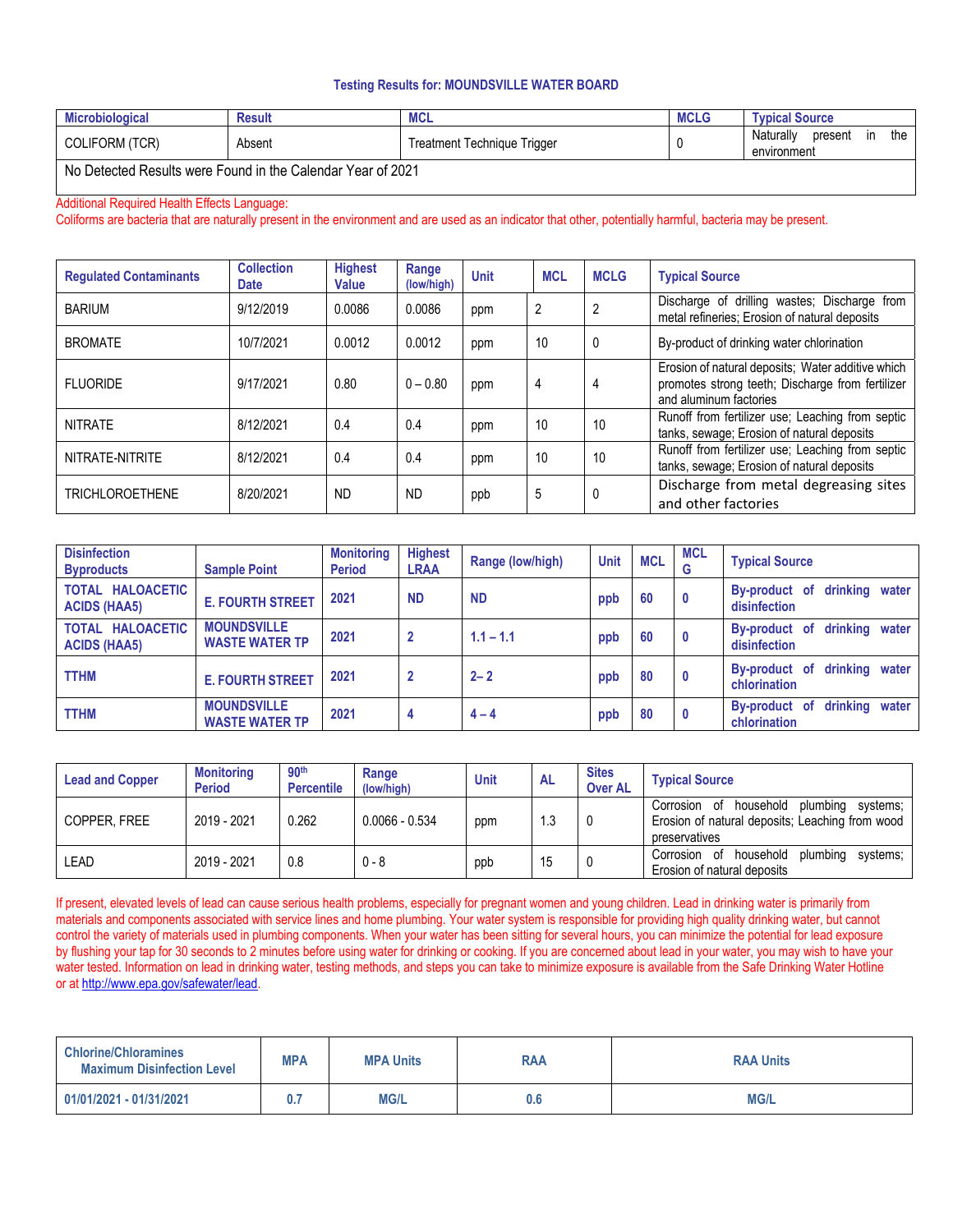## Testing Results for: MOUNDSVILLE WATER BOARD

| Microbiological | Result | MCL | MCLG | Typical Source |
|---|---|---|---|---|
| COLIFORM (TCR) | Absent | Treatment Technique Trigger | 0 | Naturally present in the environment |
| No Detected Results were Found in the Calendar Year of 2021 | | | | |

Additional Required Health Effects Language:
Coliforms are bacteria that are naturally present in the environment and are used as an indicator that other, potentially harmful, bacteria may be present.

| Regulated Contaminants | Collection Date | Highest Value | Range (low/high) | Unit | MCL | MCLG | Typical Source |
|---|---|---|---|---|---|---|---|
| BARIUM | 9/12/2019 | 0.0086 | 0.0086 | ppm | 2 | 2 | Discharge of drilling wastes; Discharge from metal refineries; Erosion of natural deposits |
| BROMATE | 10/7/2021 | 0.0012 | 0.0012 | ppm | 10 | 0 | By-product of drinking water chlorination |
| FLUORIDE | 9/17/2021 | 0.80 | 0 – 0.80 | ppm | 4 | 4 | Erosion of natural deposits; Water additive which promotes strong teeth; Discharge from fertilizer and aluminum factories |
| NITRATE | 8/12/2021 | 0.4 | 0.4 | ppm | 10 | 10 | Runoff from fertilizer use; Leaching from septic tanks, sewage; Erosion of natural deposits |
| NITRATE-NITRITE | 8/12/2021 | 0.4 | 0.4 | ppm | 10 | 10 | Runoff from fertilizer use; Leaching from septic tanks, sewage; Erosion of natural deposits |
| TRICHLOROETHENE | 8/20/2021 | ND | ND | ppb | 5 | 0 | Discharge from metal degreasing sites and other factories |

| Disinfection Byproducts | Sample Point | Monitoring Period | Highest LRAA | Range (low/high) | Unit | MCL | MCLG | Typical Source |
|---|---|---|---|---|---|---|---|---|
| **TOTAL HALOACETIC ACIDS (HAA5)** | **E. FOURTH STREET** | **2021** | **ND** | **ND** | **ppb** | **60** | **0** | **By-product of drinking water disinfection** |
| **TOTAL HALOACETIC ACIDS (HAA5)** | **MOUNDSVILLE WASTE WATER TP** | **2021** | **2** | **1.1 – 1.1** | **ppb** | **60** | **0** | **By-product of drinking water disinfection** |
| **TTHM** | **E. FOURTH STREET** | **2021** | **2** | **2– 2** | **ppb** | **80** | **0** | **By-product of drinking water chlorination** |
| **TTHM** | **MOUNDSVILLE WASTE WATER TP** | **2021** | **4** | **4 – 4** | **ppb** | **80** | **0** | **By-product of drinking water chlorination** |

| Lead and Copper | Monitoring Period | 90th Percentile | Range (low/high) | Unit | AL | Sites Over AL | Typical Source |
|---|---|---|---|---|---|---|---|
| COPPER, FREE | 2019 - 2021 | 0.262 | 0.0066 - 0.534 | ppm | 1.3 | 0 | Corrosion of household plumbing systems; Erosion of natural deposits; Leaching from wood preservatives |
| LEAD | 2019 - 2021 | 0.8 | 0 - 8 | ppb | 15 | 0 | Corrosion of household plumbing systems; Erosion of natural deposits |

If present, elevated levels of lead can cause serious health problems, especially for pregnant women and young children. Lead in drinking water is primarily from materials and components associated with service lines and home plumbing. Your water system is responsible for providing high quality drinking water, but cannot control the variety of materials used in plumbing components. When your water has been sitting for several hours, you can minimize the potential for lead exposure by flushing your tap for 30 seconds to 2 minutes before using water for drinking or cooking. If you are concerned about lead in your water, you may wish to have your water tested. Information on lead in drinking water, testing methods, and steps you can take to minimize exposure is available from the Safe Drinking Water Hotline or at http://www.epa.gov/safewater/lead.

| Chlorine/Chloramines Maximum Disinfection Level | MPA | MPA Units | RAA | RAA Units |
|---|---|---|---|---|
| **01/01/2021 - 01/31/2021** | **0.7** | **MG/L** | **0.6** | **MG/L** |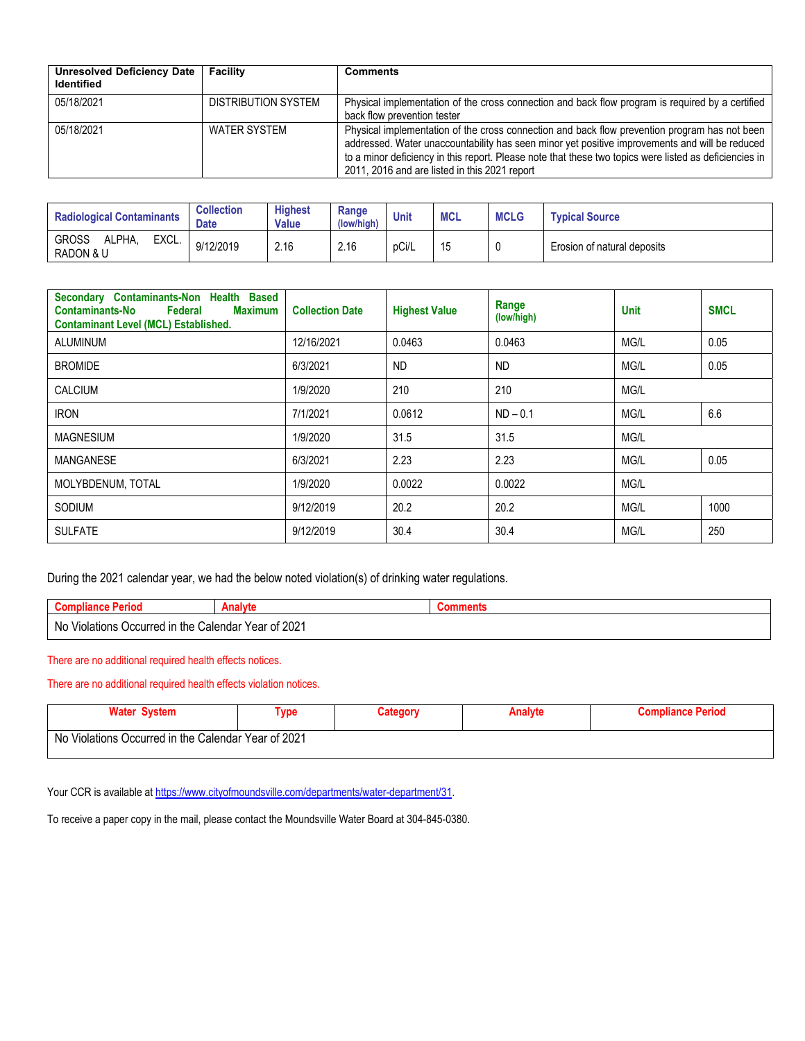| Unresolved Deficiency Date Identified | Facility | Comments |
|---|---|---|
| 05/18/2021 | DISTRIBUTION SYSTEM | Physical implementation of the cross connection and back flow program is required by a certified back flow prevention tester |
| 05/18/2021 | WATER SYSTEM | Physical implementation of the cross connection and back flow prevention program has not been addressed. Water unaccountability has seen minor yet positive improvements and will be reduced to a minor deficiency in this report. Please note that these two topics were listed as deficiencies in 2011, 2016 and are listed in this 2021 report |

| Radiological Contaminants | Collection Date | Highest Value | Range (low/high) | Unit | MCL | MCLG | Typical Source |
|---|---|---|---|---|---|---|---|
| GROSS ALPHA, EXCL. RADON & U | 9/12/2019 | 2.16 | 2.16 | pCi/L | 15 | 0 | Erosion of natural deposits |

| Secondary Contaminants-Non Health Based Contaminants-No Federal Maximum Contaminant Level (MCL) Established. | Collection Date | Highest Value | Range (low/high) | Unit | SMCL |
|---|---|---|---|---|---|
| ALUMINUM | 12/16/2021 | 0.0463 | 0.0463 | MG/L | 0.05 |
| BROMIDE | 6/3/2021 | ND | ND | MG/L | 0.05 |
| CALCIUM | 1/9/2020 | 210 | 210 | MG/L | |
| IRON | 7/1/2021 | 0.0612 | ND – 0.1 | MG/L | 6.6 |
| MAGNESIUM | 1/9/2020 | 31.5 | 31.5 | MG/L | |
| MANGANESE | 6/3/2021 | 2.23 | 2.23 | MG/L | 0.05 |
| MOLYBDENUM, TOTAL | 1/9/2020 | 0.0022 | 0.0022 | MG/L | |
| SODIUM | 9/12/2019 | 20.2 | 20.2 | MG/L | 1000 |
| SULFATE | 9/12/2019 | 30.4 | 30.4 | MG/L | 250 |

During the 2021 calendar year, we had the below noted violation(s) of drinking water regulations.

| Compliance Period | Analyte | Comments |
|---|---|---|
| No Violations Occurred in the Calendar Year of 2021 | | |

There are no additional required health effects notices.

There are no additional required health effects violation notices.

| Water System | Type | Category | Analyte | Compliance Period |
|---|---|---|---|---|
| No Violations Occurred in the Calendar Year of 2021 | | | | |

Your CCR is available at https://www.cityofmoundsville.com/departments/water-department/31.

To receive a paper copy in the mail, please contact the Moundsville Water Board at 304-845-0380.